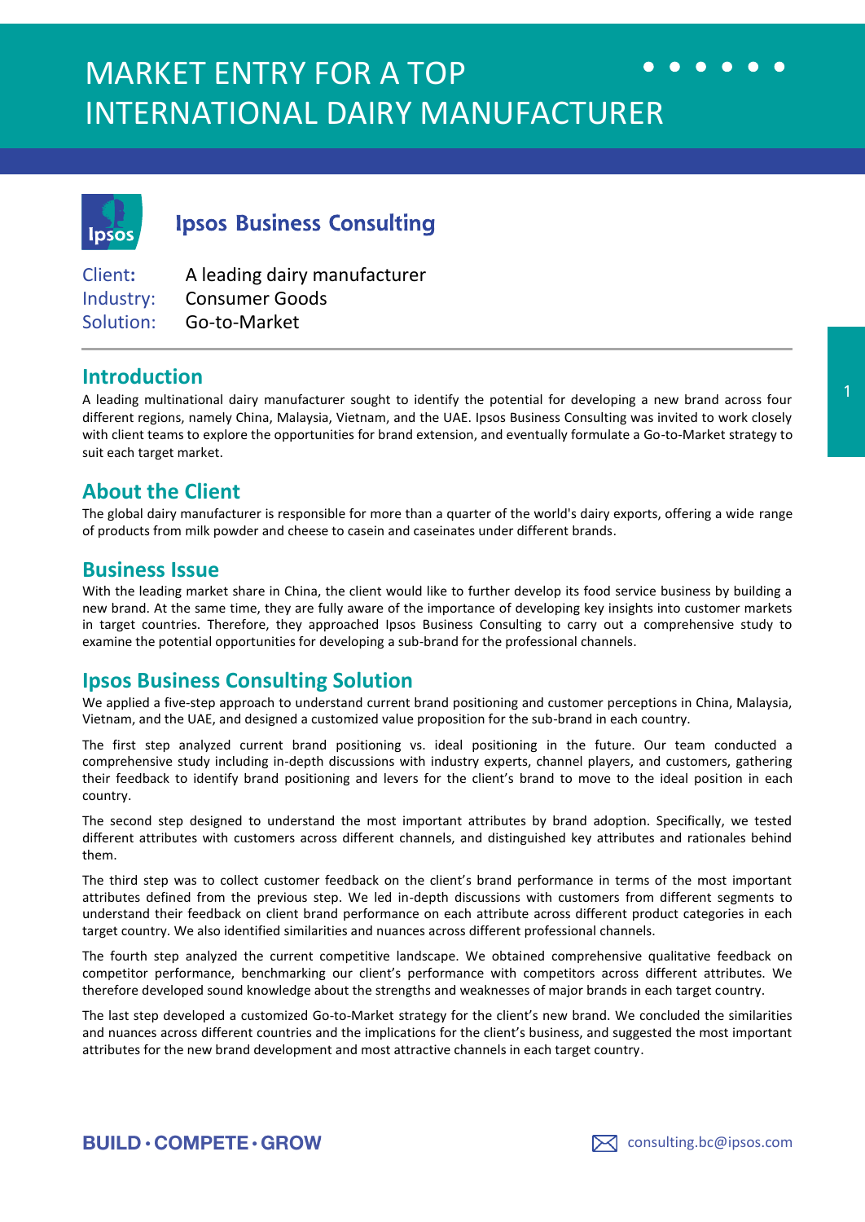# MARKET ENTRY FOR A TOP INTERNATIONAL DAIRY MANUFACTURER

**Ipsos Business Consulting**

Client: A leading dairy manufacturer
Industry: Consumer Goods
Solution: Go-to-Market

## Introduction

A leading multinational dairy manufacturer sought to identify the potential for developing a new brand across four different regions, namely China, Malaysia, Vietnam, and the UAE. Ipsos Business Consulting was invited to work closely with client teams to explore the opportunities for brand extension, and eventually formulate a Go-to-Market strategy to suit each target market.

## About the Client

The global dairy manufacturer is responsible for more than a quarter of the world's dairy exports, offering a wide range of products from milk powder and cheese to casein and caseinates under different brands.

## Business Issue

With the leading market share in China, the client would like to further develop its food service business by building a new brand. At the same time, they are fully aware of the importance of developing key insights into customer markets in target countries. Therefore, they approached Ipsos Business Consulting to carry out a comprehensive study to examine the potential opportunities for developing a sub-brand for the professional channels.

## Ipsos Business Consulting Solution

We applied a five-step approach to understand current brand positioning and customer perceptions in China, Malaysia, Vietnam, and the UAE, and designed a customized value proposition for the sub-brand in each country.

The first step analyzed current brand positioning vs. ideal positioning in the future. Our team conducted a comprehensive study including in-depth discussions with industry experts, channel players, and customers, gathering their feedback to identify brand positioning and levers for the client's brand to move to the ideal position in each country.

The second step designed to understand the most important attributes by brand adoption. Specifically, we tested different attributes with customers across different channels, and distinguished key attributes and rationales behind them.

The third step was to collect customer feedback on the client's brand performance in terms of the most important attributes defined from the previous step. We led in-depth discussions with customers from different segments to understand their feedback on client brand performance on each attribute across different product categories in each target country. We also identified similarities and nuances across different professional channels.

The fourth step analyzed the current competitive landscape. We obtained comprehensive qualitative feedback on competitor performance, benchmarking our client's performance with competitors across different attributes. We therefore developed sound knowledge about the strengths and weaknesses of major brands in each target country.

The last step developed a customized Go-to-Market strategy for the client's new brand. We concluded the similarities and nuances across different countries and the implications for the client's business, and suggested the most important attributes for the new brand development and most attractive channels in each target country.

BUILD · COMPETE · GROW

consulting.bc@ipsos.com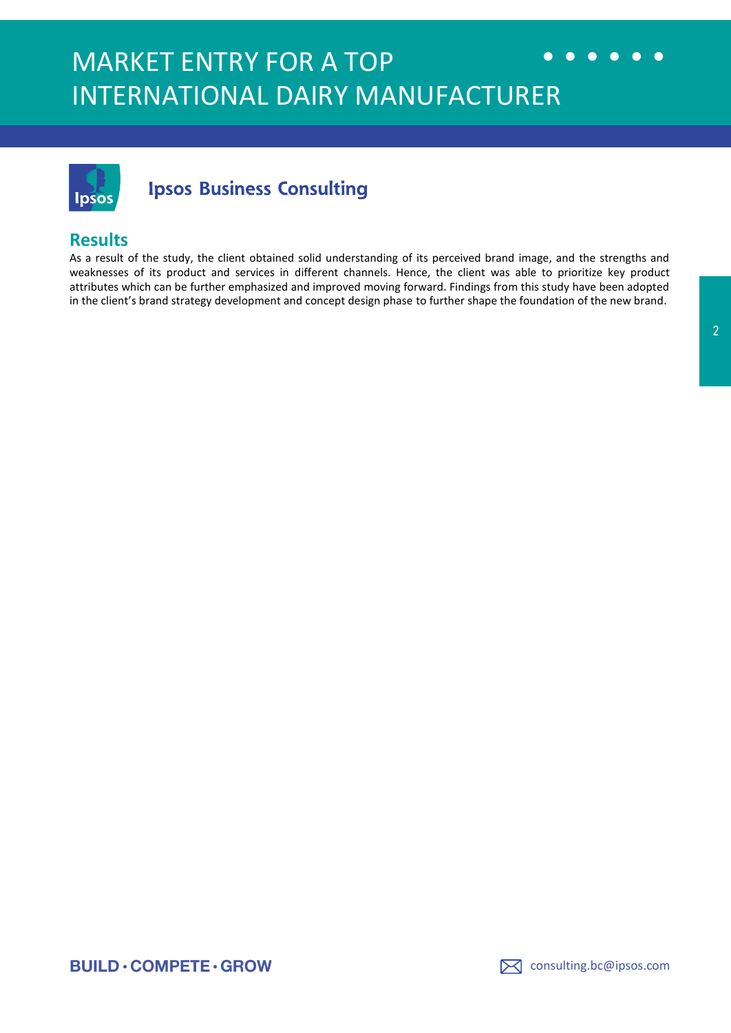# MARKET ENTRY FOR A TOP INTERNATIONAL DAIRY MANUFACTURER

Ipsos Business Consulting

## Results

As a result of the study, the client obtained solid understanding of its perceived brand image, and the strengths and weaknesses of its product and services in different channels. Hence, the client was able to prioritize key product attributes which can be further emphasized and improved moving forward. Findings from this study have been adopted in the client's brand strategy development and concept design phase to further shape the foundation of the new brand.

**BUILD · COMPETE · GROW**

consulting.bc@ipsos.com